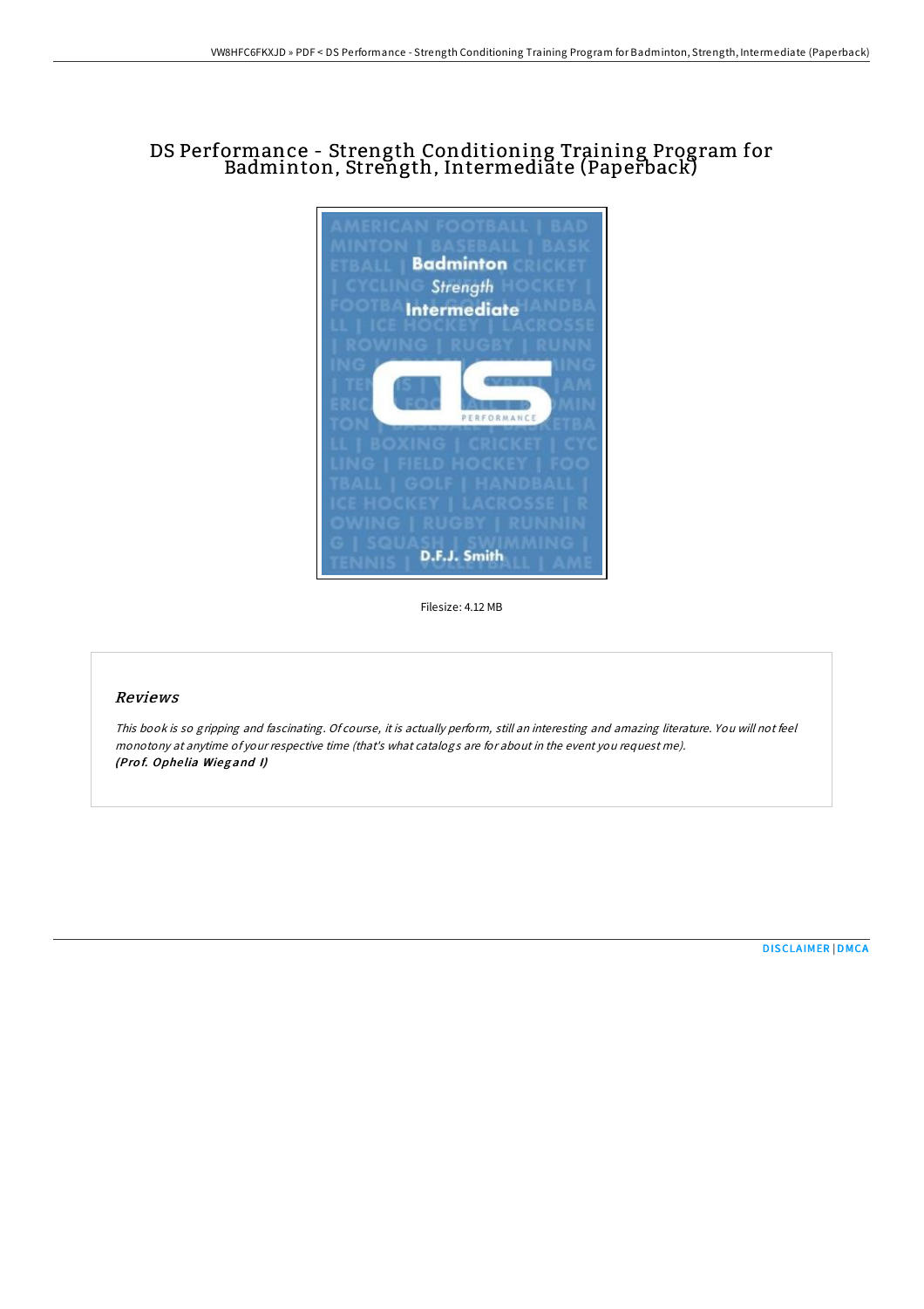# DS Performance - Strength Conditioning Training Program for Badminton, Strength, Intermediate (Paperback)

Filesize: 4.12 MB

## *Reviews*

*This book is so gripping and fascinating. Of course, it is actually perform, still an interesting and amazing literature. You will not feel monotony at anytime of your respective time (that's what catalogs are for about in the event you request me).*
***(Prof. Ophelia Wiegand I)***

DISCLAIMER | DMCA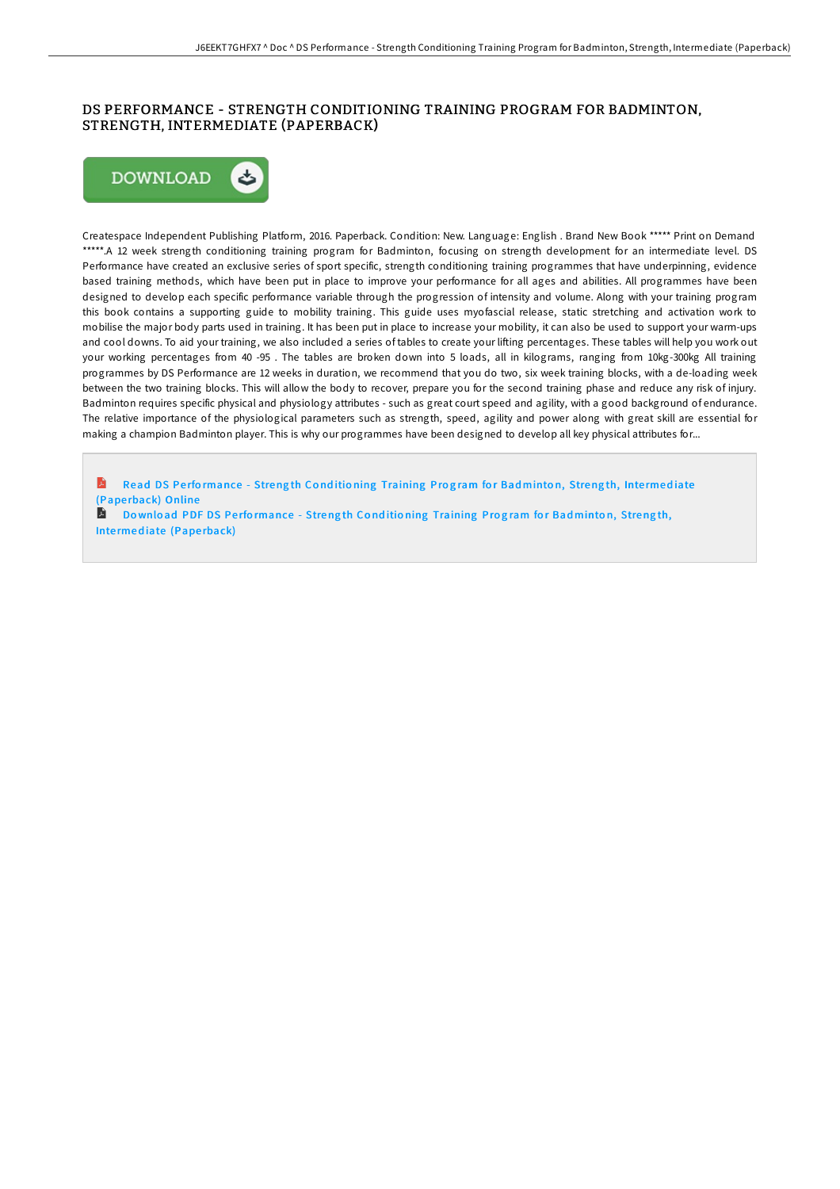# DS PERFORMANCE - STRENGTH CONDITIONING TRAINING PROGRAM FOR BADMINTON, STRENGTH, INTERMEDIATE (PAPERBACK)

DOWNLOAD

Createspace Independent Publishing Platform, 2016. Paperback. Condition: New. Language: English . Brand New Book ***** Print on Demand *****.A 12 week strength conditioning training program for Badminton, focusing on strength development for an intermediate level. DS Performance have created an exclusive series of sport specific, strength conditioning training programmes that have underpinning, evidence based training methods, which have been put in place to improve your performance for all ages and abilities. All programmes have been designed to develop each specific performance variable through the progression of intensity and volume. Along with your training program this book contains a supporting guide to mobility training. This guide uses myofascial release, static stretching and activation work to mobilise the major body parts used in training. It has been put in place to increase your mobility, it can also be used to support your warm-ups and cool downs. To aid your training, we also included a series of tables to create your lifting percentages. These tables will help you work out your working percentages from 40 -95 . The tables are broken down into 5 loads, all in kilograms, ranging from 10kg-300kg All training programmes by DS Performance are 12 weeks in duration, we recommend that you do two, six week training blocks, with a de-loading week between the two training blocks. This will allow the body to recover, prepare you for the second training phase and reduce any risk of injury. Badminton requires specific physical and physiology attributes - such as great court speed and agility, with a good background of endurance. The relative importance of the physiological parameters such as strength, speed, agility and power along with great skill are essential for making a champion Badminton player. This is why our programmes have been designed to develop all key physical attributes for...

Read DS Performance - Strength Conditioning Training Program for Badminton, Strength, Intermediate (Paperback) Online

Download PDF DS Performance - Strength Conditioning Training Program for Badminton, Strength, Intermediate (Paperback)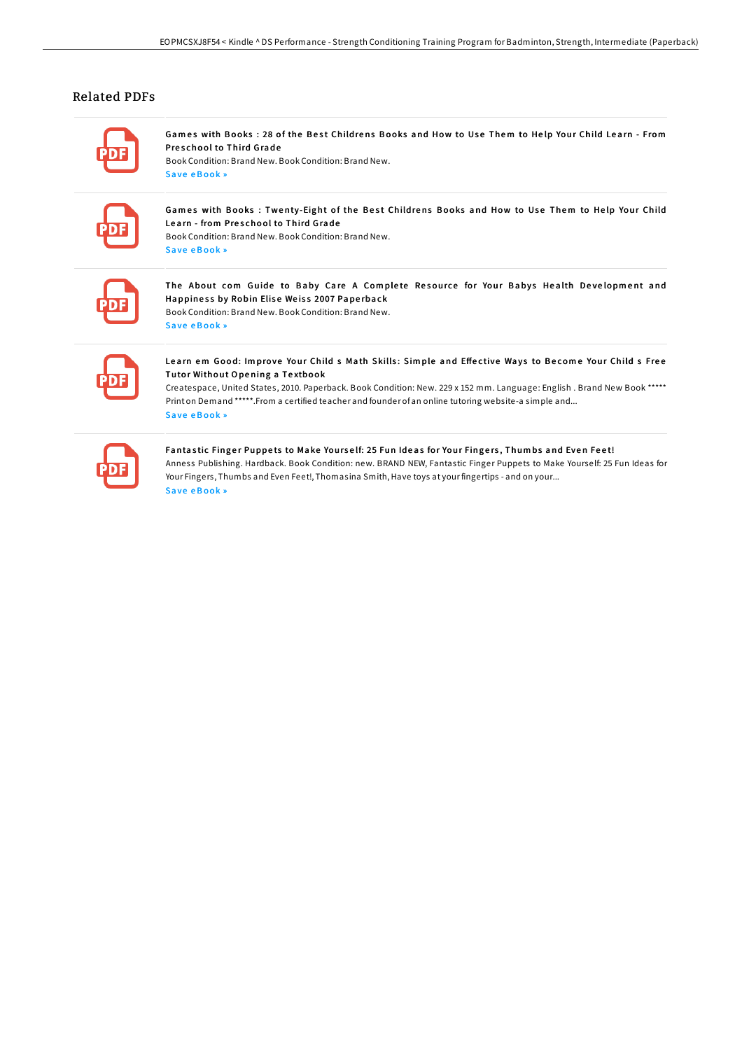## Related PDFs

**Games with Books : 28 of the Best Childrens Books and How to Use Them to Help Your Child Learn - From Preschool to Third Grade**

Book Condition: Brand New. Book Condition: Brand New.

Save eBook »

**Games with Books : Twenty-Eight of the Best Childrens Books and How to Use Them to Help Your Child Learn - from Preschool to Third Grade**

Book Condition: Brand New. Book Condition: Brand New.

Save eBook »

**The About com Guide to Baby Care A Complete Resource for Your Babys Health Development and Happiness by Robin Elise Weiss 2007 Paperback**

Book Condition: Brand New. Book Condition: Brand New.

Save eBook »

**Learn em Good: Improve Your Child s Math Skills: Simple and Effective Ways to Become Your Child s Free Tutor Without Opening a Textbook**

Createspace, United States, 2010. Paperback. Book Condition: New. 229 x 152 mm. Language: English . Brand New Book ***** Print on Demand *****.From a certified teacher and founder of an online tutoring website-a simple and...

Save eBook »

**Fantastic Finger Puppets to Make Yourself: 25 Fun Ideas for Your Fingers, Thumbs and Even Feet!**

Anness Publishing. Hardback. Book Condition: new. BRAND NEW, Fantastic Finger Puppets to Make Yourself: 25 Fun Ideas for Your Fingers, Thumbs and Even Feet!, Thomasina Smith, Have toys at your fingertips - and on your...

Save eBook »